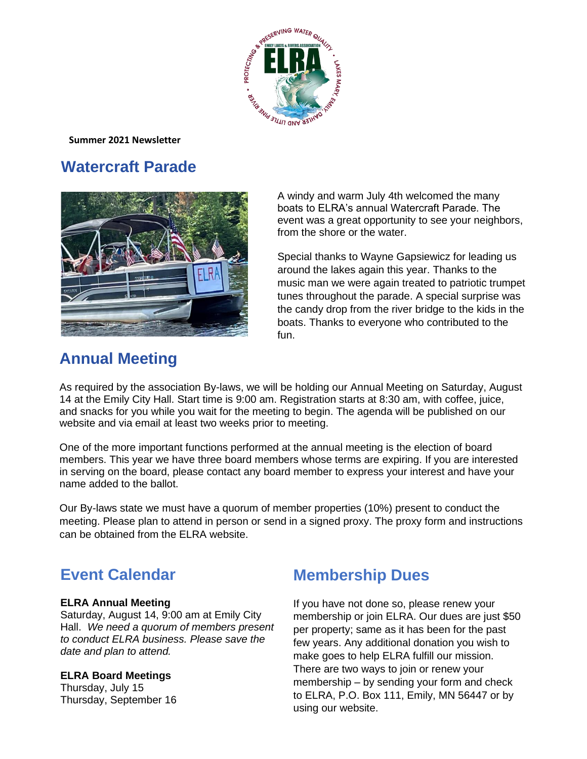**Summer 2021 Newsletter**

## Watercraft Parade

A windy and warm July 4th welcomed the many boats to ELRA's annual Watercraft Parade. The event was a great opportunity to see your neighbors, from the shore or the water.

Special thanks to Wayne Gapsiewicz for leading us around the lakes again this year. Thanks to the music man we were again treated to patriotic trumpet tunes throughout the parade. A special surprise was the candy drop from the river bridge to the kids in the boats. Thanks to everyone who contributed to the fun.

## Annual Meeting

As required by the association By-laws, we will be holding our Annual Meeting on Saturday, August 14 at the Emily City Hall. Start time is 9:00 am. Registration starts at 8:30 am, with coffee, juice, and snacks for you while you wait for the meeting to begin. The agenda will be published on our website and via email at least two weeks prior to meeting.

One of the more important functions performed at the annual meeting is the election of board members. This year we have three board members whose terms are expiring. If you are interested in serving on the board, please contact any board member to express your interest and have your name added to the ballot.

Our By-laws state we must have a quorum of member properties (10%) present to conduct the meeting. Please plan to attend in person or send in a signed proxy. The proxy form and instructions can be obtained from the ELRA website.

## Event Calendar

**ELRA Annual Meeting**
Saturday, August 14, 9:00 am at Emily City Hall. *We need a quorum of members present to conduct ELRA business. Please save the date and plan to attend.*

**ELRA Board Meetings**
Thursday, July 15
Thursday, September 16

## Membership Dues

If you have not done so, please renew your membership or join ELRA. Our dues are just $50 per property; same as it has been for the past few years. Any additional donation you wish to make goes to help ELRA fulfill our mission. There are two ways to join or renew your membership – by sending your form and check to ELRA, P.O. Box 111, Emily, MN 56447 or by using our website.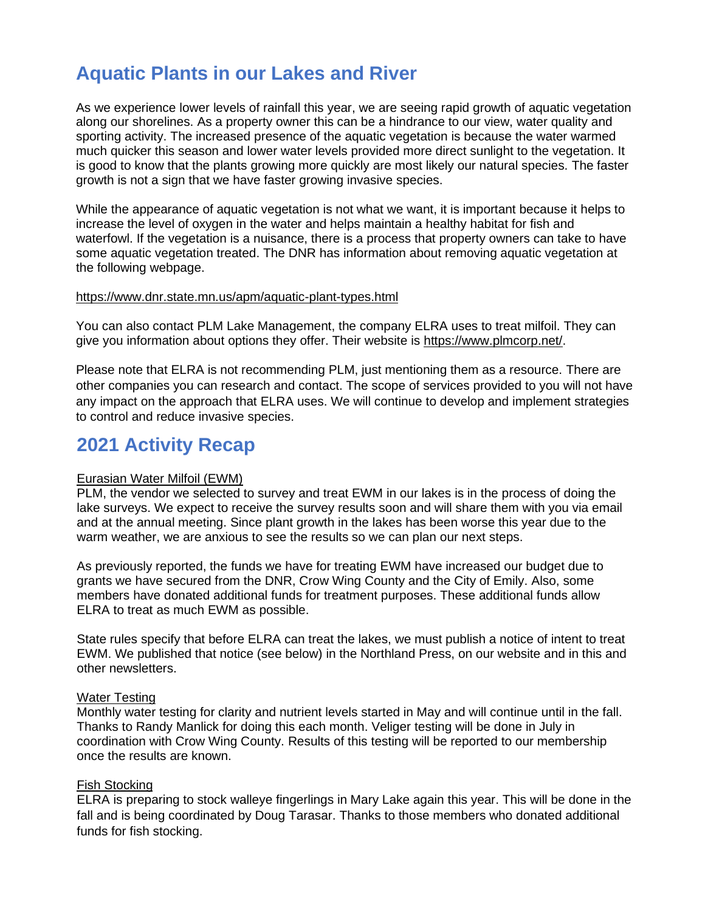## Aquatic Plants in our Lakes and River

As we experience lower levels of rainfall this year, we are seeing rapid growth of aquatic vegetation along our shorelines. As a property owner this can be a hindrance to our view, water quality and sporting activity. The increased presence of the aquatic vegetation is because the water warmed much quicker this season and lower water levels provided more direct sunlight to the vegetation. It is good to know that the plants growing more quickly are most likely our natural species. The faster growth is not a sign that we have faster growing invasive species.

While the appearance of aquatic vegetation is not what we want, it is important because it helps to increase the level of oxygen in the water and helps maintain a healthy habitat for fish and waterfowl. If the vegetation is a nuisance, there is a process that property owners can take to have some aquatic vegetation treated. The DNR has information about removing aquatic vegetation at the following webpage.

https://www.dnr.state.mn.us/apm/aquatic-plant-types.html

You can also contact PLM Lake Management, the company ELRA uses to treat milfoil. They can give you information about options they offer. Their website is https://www.plmcorp.net/.

Please note that ELRA is not recommending PLM, just mentioning them as a resource. There are other companies you can research and contact. The scope of services provided to you will not have any impact on the approach that ELRA uses. We will continue to develop and implement strategies to control and reduce invasive species.

## 2021 Activity Recap

Eurasian Water Milfoil (EWM)

PLM, the vendor we selected to survey and treat EWM in our lakes is in the process of doing the lake surveys. We expect to receive the survey results soon and will share them with you via email and at the annual meeting. Since plant growth in the lakes has been worse this year due to the warm weather, we are anxious to see the results so we can plan our next steps.

As previously reported, the funds we have for treating EWM have increased our budget due to grants we have secured from the DNR, Crow Wing County and the City of Emily. Also, some members have donated additional funds for treatment purposes. These additional funds allow ELRA to treat as much EWM as possible.

State rules specify that before ELRA can treat the lakes, we must publish a notice of intent to treat EWM. We published that notice (see below) in the Northland Press, on our website and in this and other newsletters.

Water Testing

Monthly water testing for clarity and nutrient levels started in May and will continue until in the fall. Thanks to Randy Manlick for doing this each month. Veliger testing will be done in July in coordination with Crow Wing County. Results of this testing will be reported to our membership once the results are known.

Fish Stocking

ELRA is preparing to stock walleye fingerlings in Mary Lake again this year. This will be done in the fall and is being coordinated by Doug Tarasar. Thanks to those members who donated additional funds for fish stocking.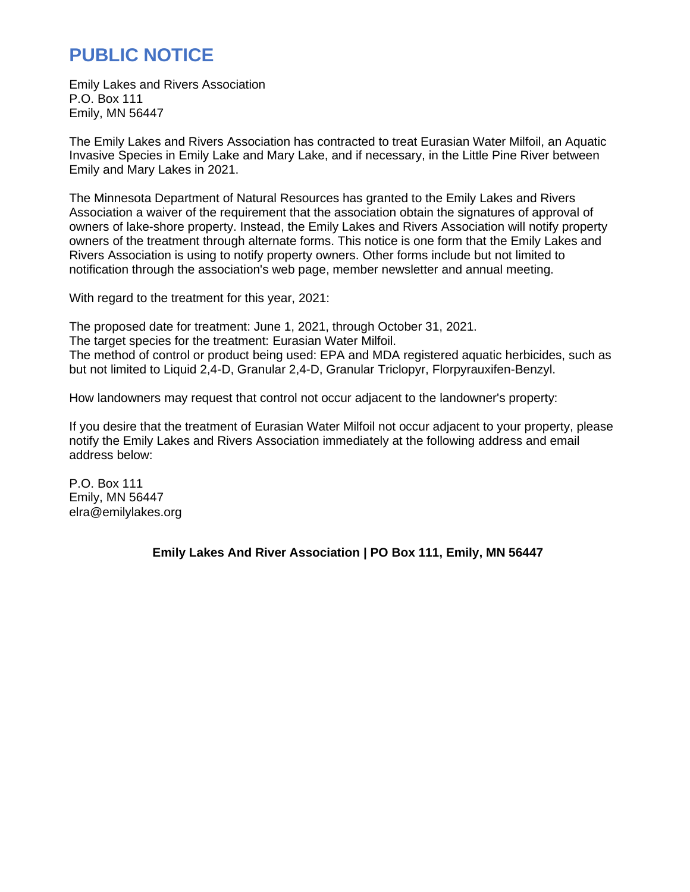# PUBLIC NOTICE

Emily Lakes and Rivers Association
P.O. Box 111
Emily, MN 56447

The Emily Lakes and Rivers Association has contracted to treat Eurasian Water Milfoil, an Aquatic Invasive Species in Emily Lake and Mary Lake, and if necessary, in the Little Pine River between Emily and Mary Lakes in 2021.

The Minnesota Department of Natural Resources has granted to the Emily Lakes and Rivers Association a waiver of the requirement that the association obtain the signatures of approval of owners of lake-shore property. Instead, the Emily Lakes and Rivers Association will notify property owners of the treatment through alternate forms. This notice is one form that the Emily Lakes and Rivers Association is using to notify property owners. Other forms include but not limited to notification through the association's web page, member newsletter and annual meeting.

With regard to the treatment for this year, 2021:

The proposed date for treatment: June 1, 2021, through October 31, 2021.
The target species for the treatment: Eurasian Water Milfoil.
The method of control or product being used: EPA and MDA registered aquatic herbicides, such as but not limited to Liquid 2,4-D, Granular 2,4-D, Granular Triclopyr, Florpyrauxifen-Benzyl.

How landowners may request that control not occur adjacent to the landowner's property:

If you desire that the treatment of Eurasian Water Milfoil not occur adjacent to your property, please notify the Emily Lakes and Rivers Association immediately at the following address and email address below:

P.O. Box 111
Emily, MN 56447
elra@emilylakes.org

**Emily Lakes And River Association | PO Box 111, Emily, MN 56447**